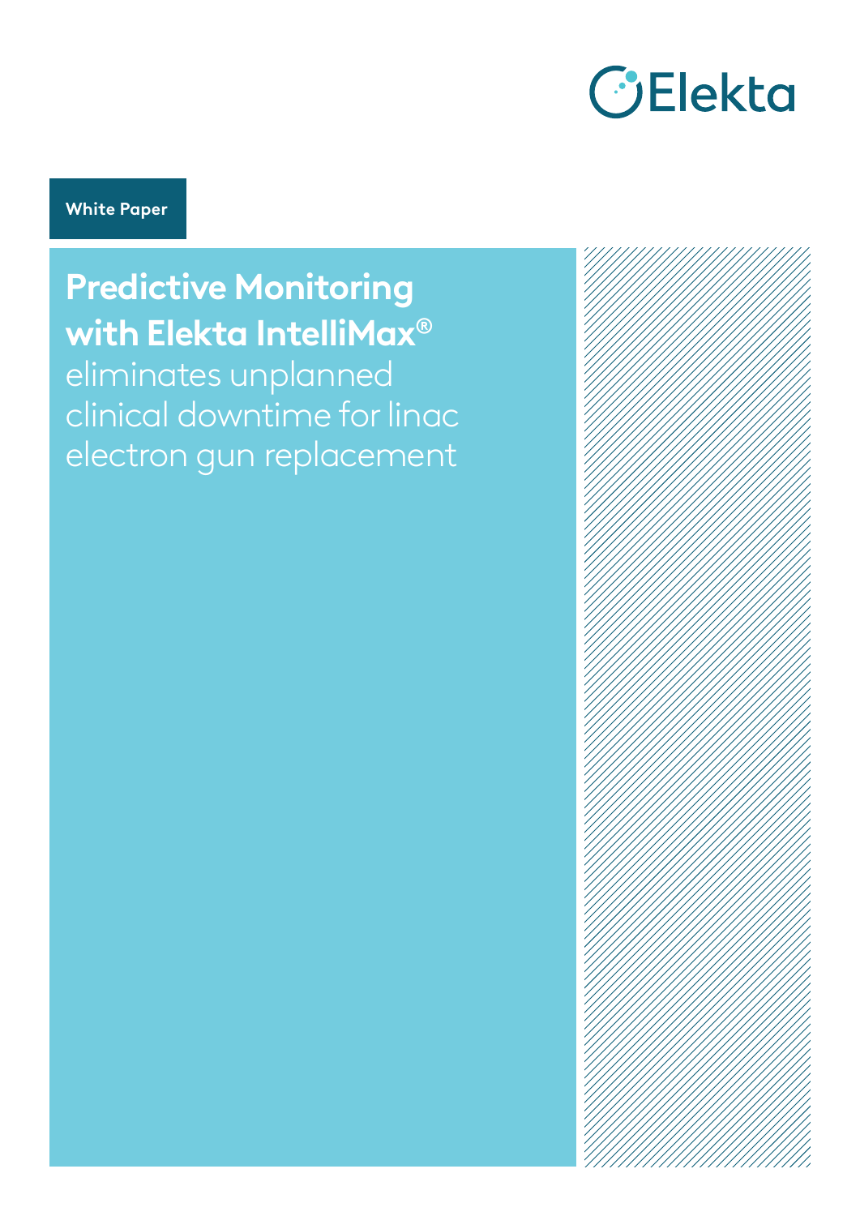Elekta

**White Paper**

# Predictive Monitoring with Elekta IntelliMax® eliminates unplanned clinical downtime for linac electron gun replacement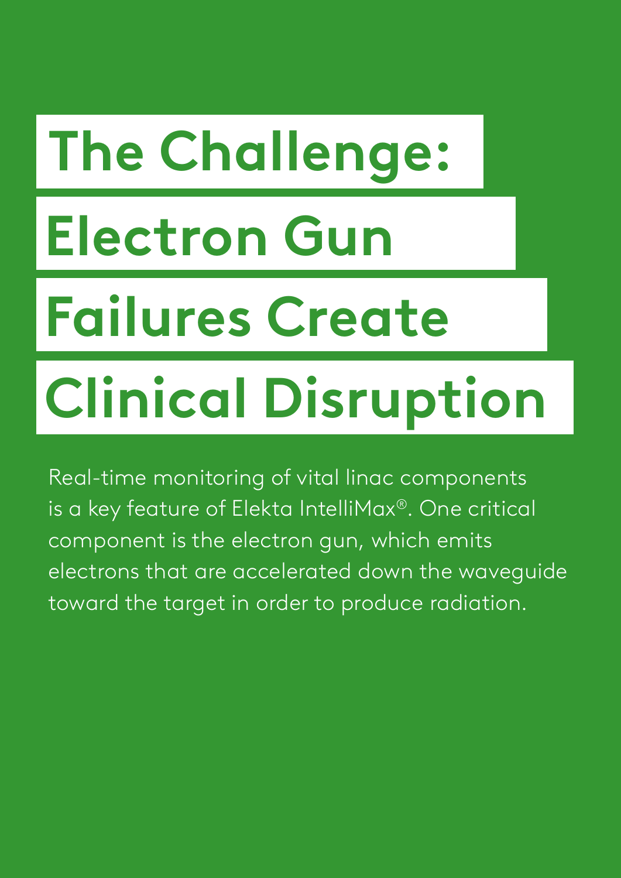# The Challenge: Electron Gun Failures Create Clinical Disruption

Real-time monitoring of vital linac components is a key feature of Elekta IntelliMax®. One critical component is the electron gun, which emits electrons that are accelerated down the waveguide toward the target in order to produce radiation.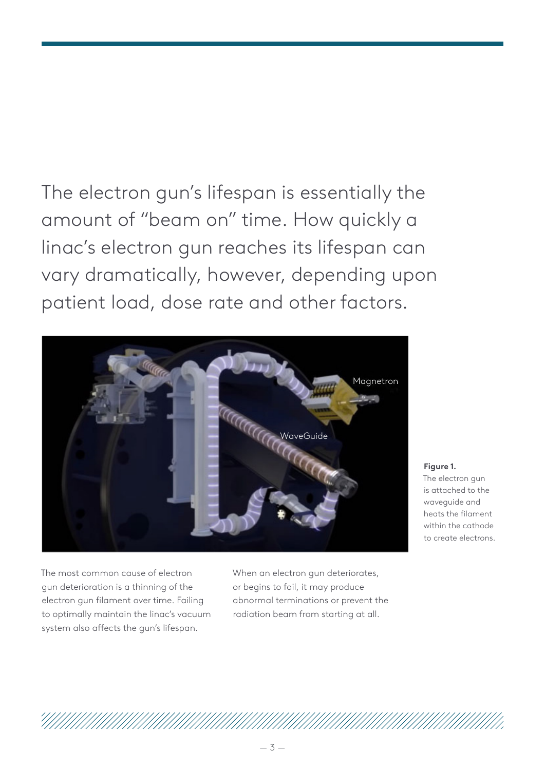The electron gun's lifespan is essentially the amount of "beam on" time. How quickly a linac's electron gun reaches its lifespan can vary dramatically, however, depending upon patient load, dose rate and other factors.

**Figure 1.** The electron gun is attached to the waveguide and heats the filament within the cathode to create electrons.

The most common cause of electron gun deterioration is a thinning of the electron gun filament over time. Failing to optimally maintain the linac's vacuum system also affects the gun's lifespan.

When an electron gun deteriorates, or begins to fail, it may produce abnormal terminations or prevent the radiation beam from starting at all.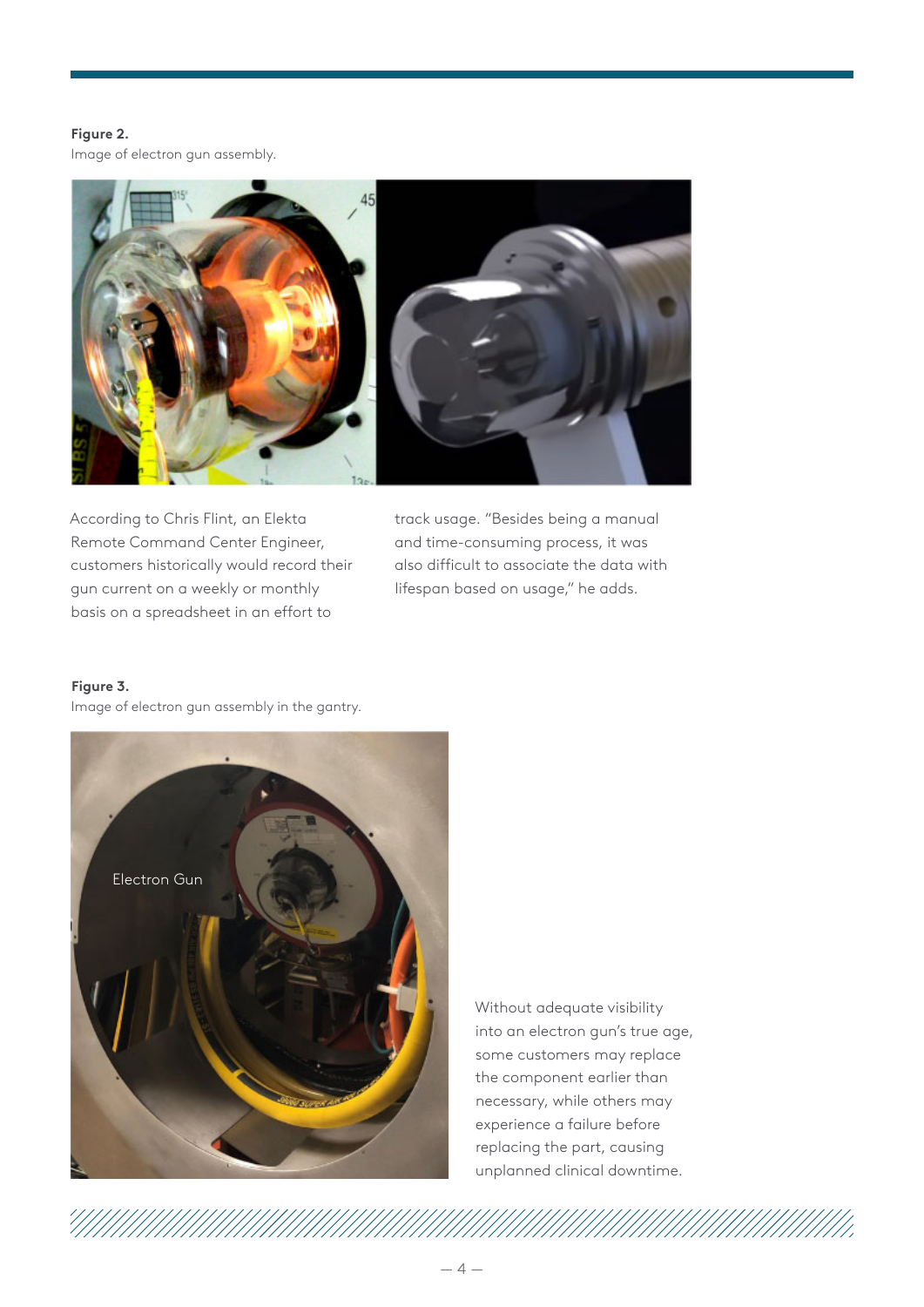**Figure 2.**
Image of electron gun assembly.

According to Chris Flint, an Elekta Remote Command Center Engineer, customers historically would record their gun current on a weekly or monthly basis on a spreadsheet in an effort to track usage. "Besides being a manual and time-consuming process, it was also difficult to associate the data with lifespan based on usage," he adds.

**Figure 3.**
Image of electron gun assembly in the gantry.

Without adequate visibility into an electron gun's true age, some customers may replace the component earlier than necessary, while others may experience a failure before replacing the part, causing unplanned clinical downtime.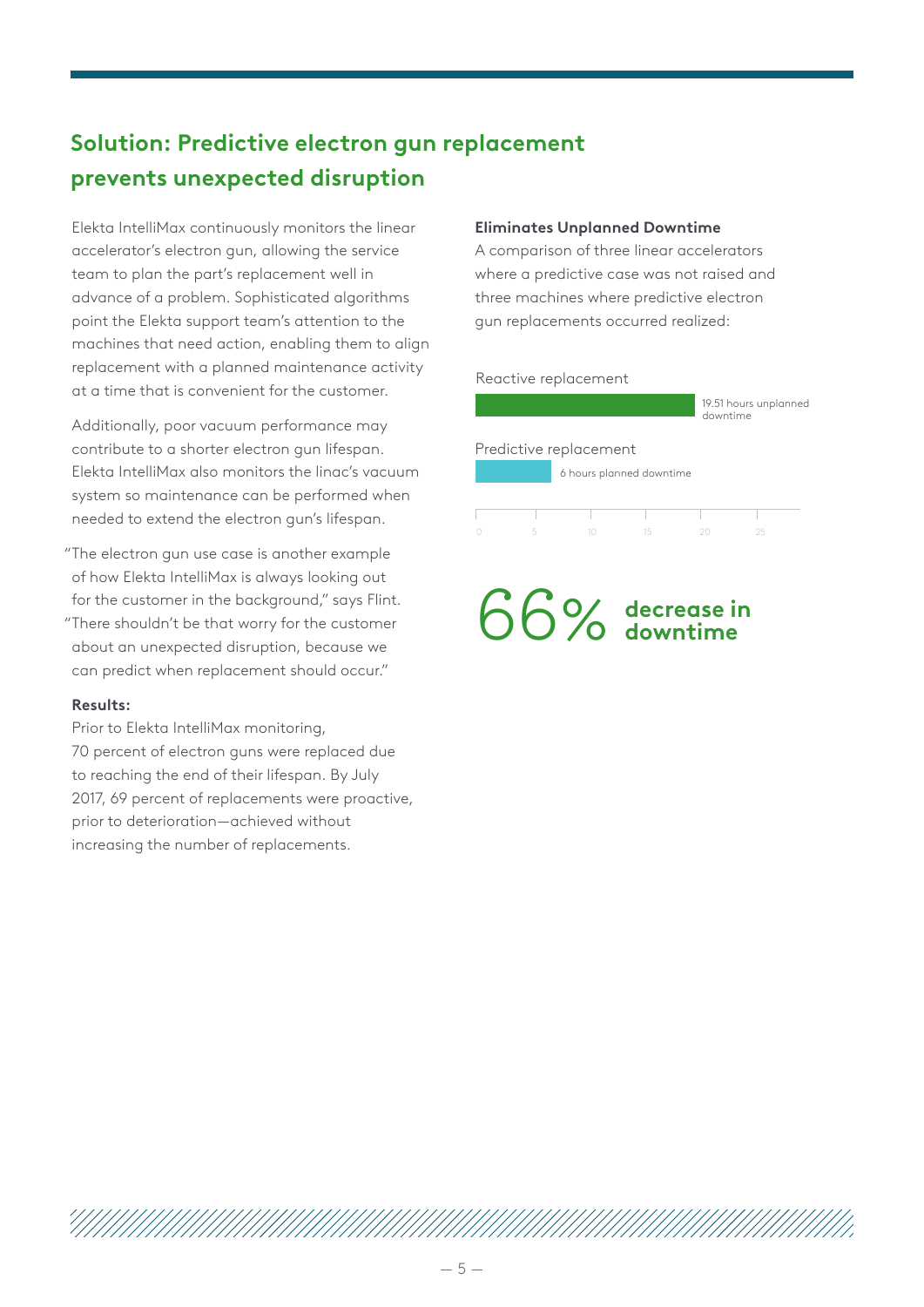## Solution: Predictive electron gun replacement prevents unexpected disruption

Elekta IntelliMax continuously monitors the linear accelerator's electron gun, allowing the service team to plan the part's replacement well in advance of a problem. Sophisticated algorithms point the Elekta support team's attention to the machines that need action, enabling them to align replacement with a planned maintenance activity at a time that is convenient for the customer.

Additionally, poor vacuum performance may contribute to a shorter electron gun lifespan. Elekta IntelliMax also monitors the linac's vacuum system so maintenance can be performed when needed to extend the electron gun's lifespan.

"The electron gun use case is another example of how Elekta IntelliMax is always looking out for the customer in the background," says Flint. "There shouldn't be that worry for the customer about an unexpected disruption, because we can predict when replacement should occur."

**Results:**

Prior to Elekta IntelliMax monitoring, 70 percent of electron guns were replaced due to reaching the end of their lifespan. By July 2017, 69 percent of replacements were proactive, prior to deterioration—achieved without increasing the number of replacements.

**Eliminates Unplanned Downtime**

A comparison of three linear accelerators where a predictive case was not raised and three machines where predictive electron gun replacements occurred realized:

Reactive replacement — 19.51 hours unplanned downtime

Predictive replacement — 6 hours planned downtime

0 5 10 15 20 25

**66% decrease in downtime**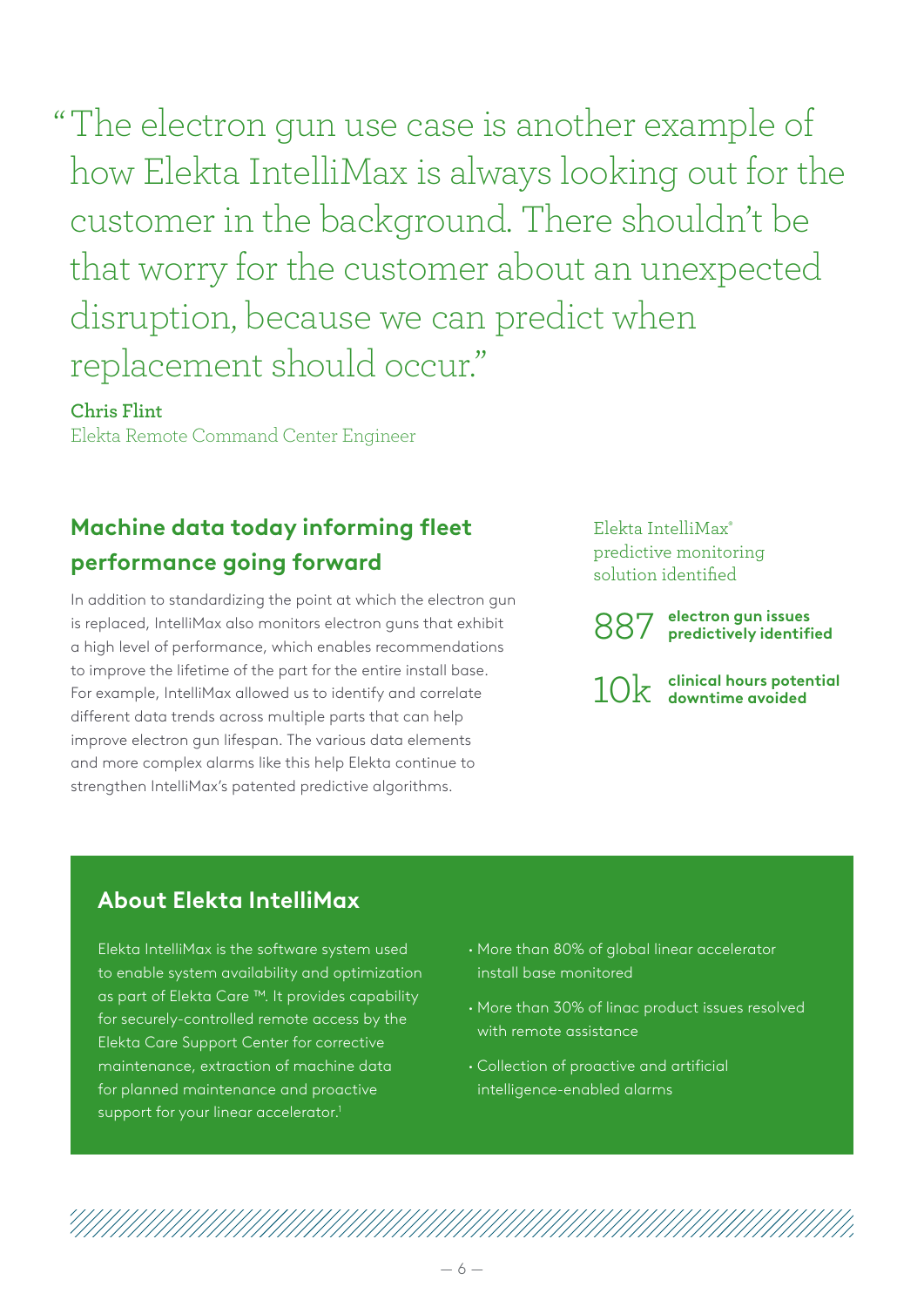"The electron gun use case is another example of how Elekta IntelliMax is always looking out for the customer in the background. There shouldn't be that worry for the customer about an unexpected disruption, because we can predict when replacement should occur."

**Chris Flint**
Elekta Remote Command Center Engineer

## Machine data today informing fleet performance going forward

In addition to standardizing the point at which the electron gun is replaced, IntelliMax also monitors electron guns that exhibit a high level of performance, which enables recommendations to improve the lifetime of the part for the entire install base. For example, IntelliMax allowed us to identify and correlate different data trends across multiple parts that can help improve electron gun lifespan. The various data elements and more complex alarms like this help Elekta continue to strengthen IntelliMax's patented predictive algorithms.

Elekta IntelliMax® predictive monitoring solution identified

887 **electron gun issues predictively identified**

10k **clinical hours potential downtime avoided**

## About Elekta IntelliMax

Elekta IntelliMax is the software system used to enable system availability and optimization as part of Elekta Care ™. It provides capability for securely-controlled remote access by the Elekta Care Support Center for corrective maintenance, extraction of machine data for planned maintenance and proactive support for your linear accelerator.[1]

- More than 80% of global linear accelerator install base monitored
- More than 30% of linac product issues resolved with remote assistance
- Collection of proactive and artificial intelligence-enabled alarms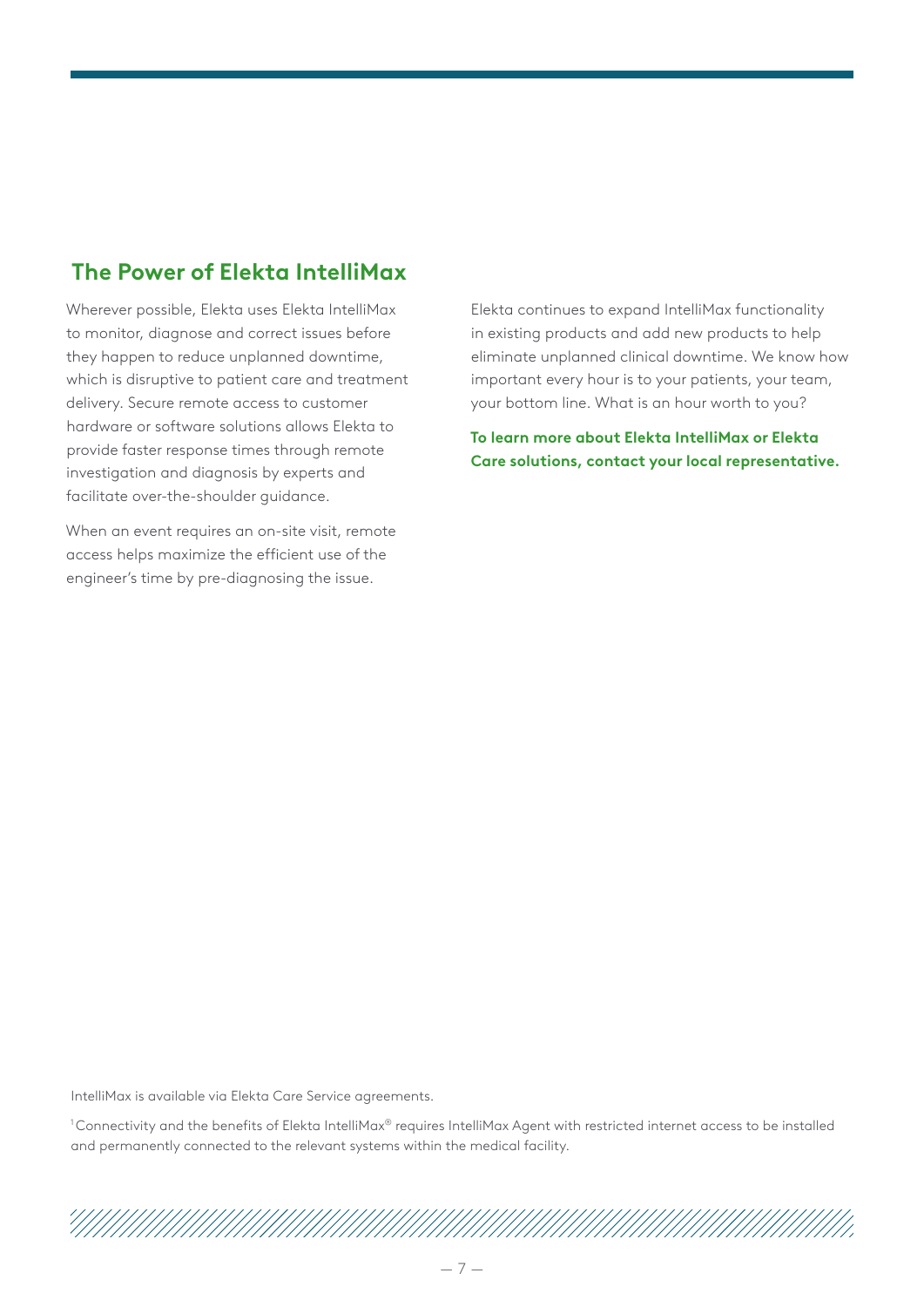## The Power of Elekta IntelliMax

Wherever possible, Elekta uses Elekta IntelliMax to monitor, diagnose and correct issues before they happen to reduce unplanned downtime, which is disruptive to patient care and treatment delivery. Secure remote access to customer hardware or software solutions allows Elekta to provide faster response times through remote investigation and diagnosis by experts and facilitate over-the-shoulder guidance.

When an event requires an on-site visit, remote access helps maximize the efficient use of the engineer's time by pre-diagnosing the issue.

Elekta continues to expand IntelliMax functionality in existing products and add new products to help eliminate unplanned clinical downtime. We know how important every hour is to your patients, your team, your bottom line. What is an hour worth to you?

**To learn more about Elekta IntelliMax or Elekta Care solutions, contact your local representative.**

IntelliMax is available via Elekta Care Service agreements.

[1] Connectivity and the benefits of Elekta IntelliMax® requires IntelliMax Agent with restricted internet access to be installed and permanently connected to the relevant systems within the medical facility.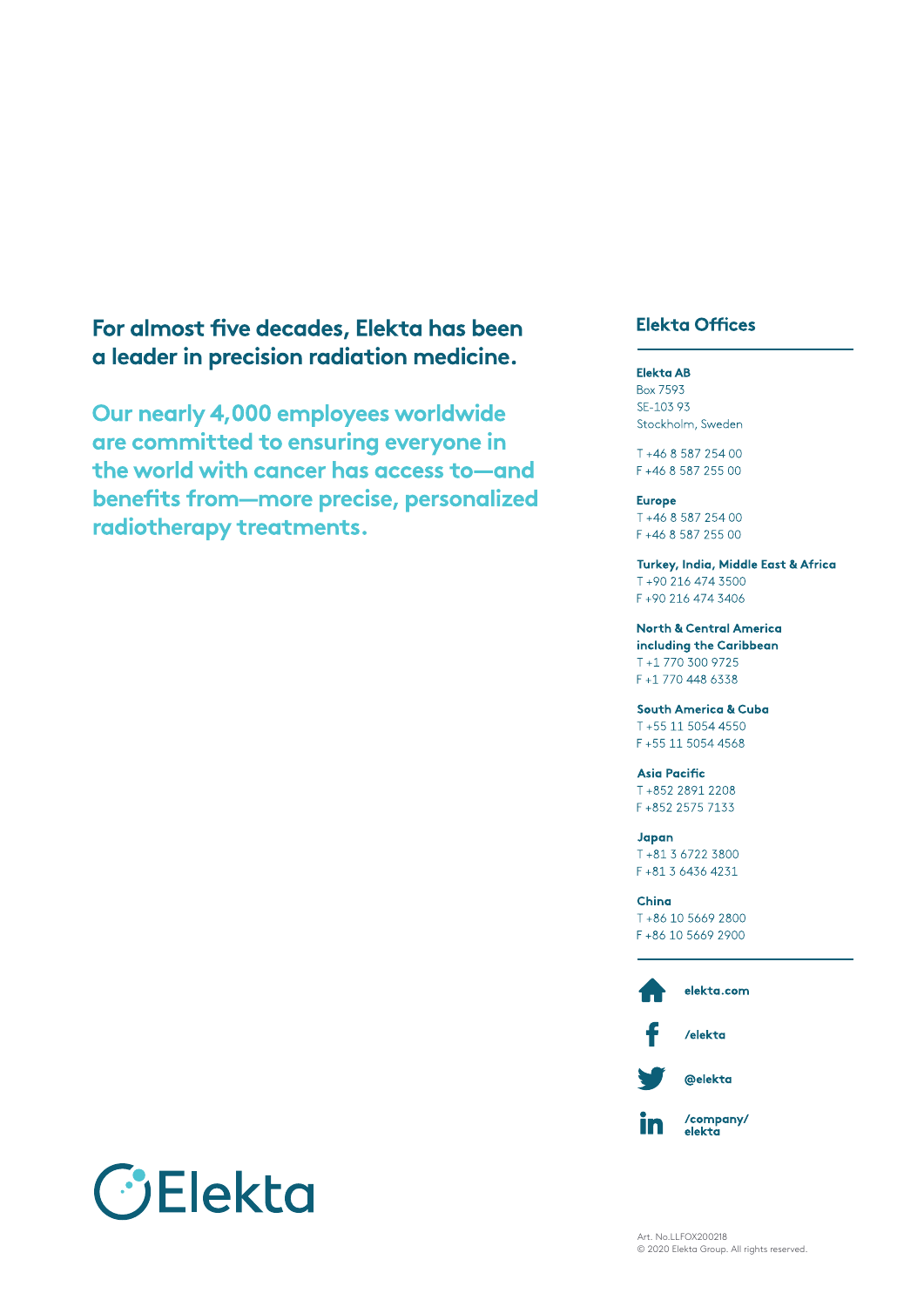**For almost five decades, Elekta has been a leader in precision radiation medicine.**

**Our nearly 4,000 employees worldwide are committed to ensuring everyone in the world with cancer has access to—and benefits from—more precise, personalized radiotherapy treatments.**

## Elekta Offices

**Elekta AB**
Box 7593
SE-103 93
Stockholm, Sweden

T +46 8 587 254 00
F +46 8 587 255 00

**Europe**
T +46 8 587 254 00
F +46 8 587 255 00

**Turkey, India, Middle East & Africa**
T +90 216 474 3500
F +90 216 474 3406

**North & Central America including the Caribbean**
T +1 770 300 9725
F +1 770 448 6338

**South America & Cuba**
T +55 11 5054 4550
F +55 11 5054 4568

**Asia Pacific**
T +852 2891 2208
F +852 2575 7133

**Japan**
T +81 3 6722 3800
F +81 3 6436 4231

**China**
T +86 10 5669 2800
F +86 10 5669 2900

**elekta.com**

**/elekta**

**@elekta**

**/company/elekta**

Elekta

Art. No.LLFOX200218
© 2020 Elekta Group. All rights reserved.